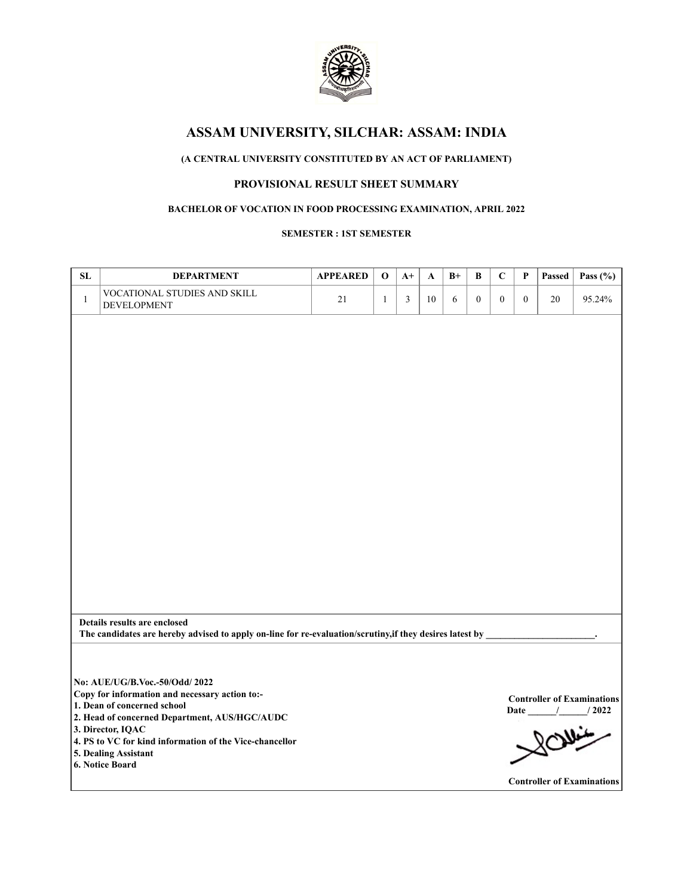# ASSAM UNIVERSITY, SILCHAR: ASSAM: INDIA

**(A CENTRAL UNIVERSITY CONSTITUTED BY AN ACT OF PARLIAMENT)**

## PROVISIONAL RESULT SHEET SUMMARY

**BACHELOR OF VOCATION IN FOOD PROCESSING EXAMINATION, APRIL 2022**

**SEMESTER : 1ST SEMESTER**

| SL | DEPARTMENT | APPEARED | O | A+ | A | B+ | B | C | P | Passed | Pass (%) |
|---|---|---|---|---|---|---|---|---|---|---|---|
| 1 | VOCATIONAL STUDIES AND SKILL DEVELOPMENT | 21 | 1 | 3 | 10 | 6 | 0 | 0 | 0 | 20 | 95.24% |

**Details results are enclosed**

**The candidates are hereby advised to apply on-line for re-evaluation/scrutiny,if they desires latest by ________________________.**

**No: AUE/UG/B.Voc.-50/Odd/ 2022**

**Copy for information and necessary action to:-**

**1. Dean of concerned school**

**2. Head of concerned Department, AUS/HGC/AUDC**

**3. Director, IQAC**

**4. PS to VC for kind information of the Vice-chancellor**

**5. Dealing Assistant**

**6. Notice Board**

**Controller of Examinations**

**Date ______/______/ 2022**

**Controller of Examinations**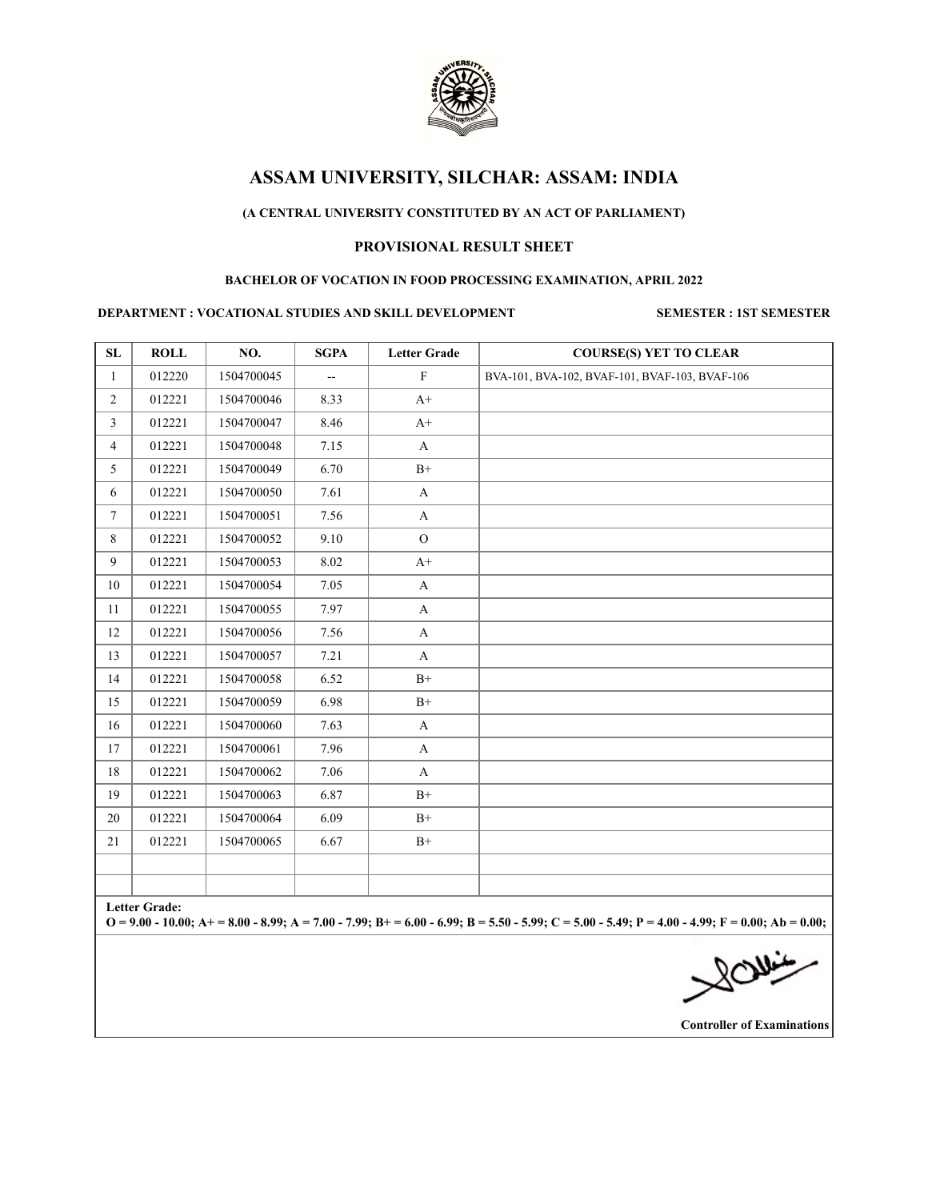# ASSAM UNIVERSITY, SILCHAR: ASSAM: INDIA

**(A CENTRAL UNIVERSITY CONSTITUTED BY AN ACT OF PARLIAMENT)**

**PROVISIONAL RESULT SHEET**

**BACHELOR OF VOCATION IN FOOD PROCESSING EXAMINATION, APRIL 2022**

**DEPARTMENT : VOCATIONAL STUDIES AND SKILL DEVELOPMENT** **SEMESTER : 1ST SEMESTER**

| SL | ROLL | NO. | SGPA | Letter Grade | COURSE(S) YET TO CLEAR |
|---|---|---|---|---|---|
| 1 | 012220 | 1504700045 | -- | F | BVA-101, BVA-102, BVAF-101, BVAF-103, BVAF-106 |
| 2 | 012221 | 1504700046 | 8.33 | A+ | |
| 3 | 012221 | 1504700047 | 8.46 | A+ | |
| 4 | 012221 | 1504700048 | 7.15 | A | |
| 5 | 012221 | 1504700049 | 6.70 | B+ | |
| 6 | 012221 | 1504700050 | 7.61 | A | |
| 7 | 012221 | 1504700051 | 7.56 | A | |
| 8 | 012221 | 1504700052 | 9.10 | O | |
| 9 | 012221 | 1504700053 | 8.02 | A+ | |
| 10 | 012221 | 1504700054 | 7.05 | A | |
| 11 | 012221 | 1504700055 | 7.97 | A | |
| 12 | 012221 | 1504700056 | 7.56 | A | |
| 13 | 012221 | 1504700057 | 7.21 | A | |
| 14 | 012221 | 1504700058 | 6.52 | B+ | |
| 15 | 012221 | 1504700059 | 6.98 | B+ | |
| 16 | 012221 | 1504700060 | 7.63 | A | |
| 17 | 012221 | 1504700061 | 7.96 | A | |
| 18 | 012221 | 1504700062 | 7.06 | A | |
| 19 | 012221 | 1504700063 | 6.87 | B+ | |
| 20 | 012221 | 1504700064 | 6.09 | B+ | |
| 21 | 012221 | 1504700065 | 6.67 | B+ | |
| | | | | | |
| | | | | | |

**Letter Grade:**
**O = 9.00 - 10.00; A+ = 8.00 - 8.99; A = 7.00 - 7.99; B+ = 6.00 - 6.99; B = 5.50 - 5.99; C = 5.00 - 5.49; P = 4.00 - 4.99; F = 0.00; Ab = 0.00;**

**Controller of Examinations**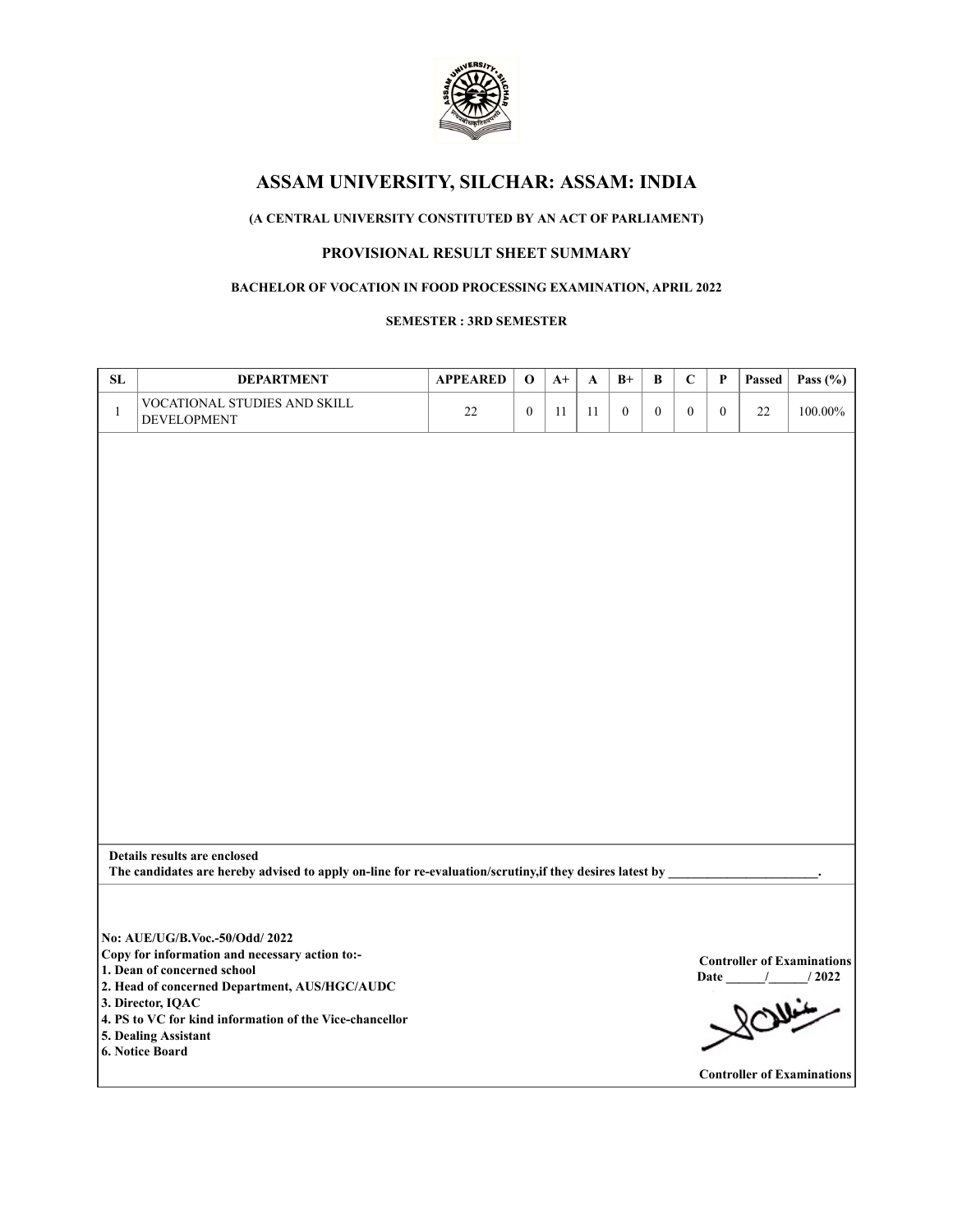# ASSAM UNIVERSITY, SILCHAR: ASSAM: INDIA

**(A CENTRAL UNIVERSITY CONSTITUTED BY AN ACT OF PARLIAMENT)**

## PROVISIONAL RESULT SHEET SUMMARY

**BACHELOR OF VOCATION IN FOOD PROCESSING EXAMINATION, APRIL 2022**

**SEMESTER : 3RD SEMESTER**

| SL | DEPARTMENT | APPEARED | O | A+ | A | B+ | B | C | P | Passed | Pass (%) |
|---|---|---|---|---|---|---|---|---|---|---|---|
| 1 | VOCATIONAL STUDIES AND SKILL DEVELOPMENT | 22 | 0 | 11 | 11 | 0 | 0 | 0 | 0 | 22 | 100.00% |

**Details results are enclosed**

**The candidates are hereby advised to apply on-line for re-evaluation/scrutiny,if they desires latest by \_\_\_\_\_\_\_\_\_\_\_\_\_\_\_\_\_\_\_\_\_\_\_.**

**No: AUE/UG/B.Voc.-50/Odd/ 2022**

**Copy for information and necessary action to:-**

**1. Dean of concerned school**
**2. Head of concerned Department, AUS/HGC/AUDC**
**3. Director, IQAC**
**4. PS to VC for kind information of the Vice-chancellor**
**5. Dealing Assistant**
**6. Notice Board**

**Controller of Examinations**
**Date \_\_\_\_\_\_/\_\_\_\_\_\_/ 2022**

**Controller of Examinations**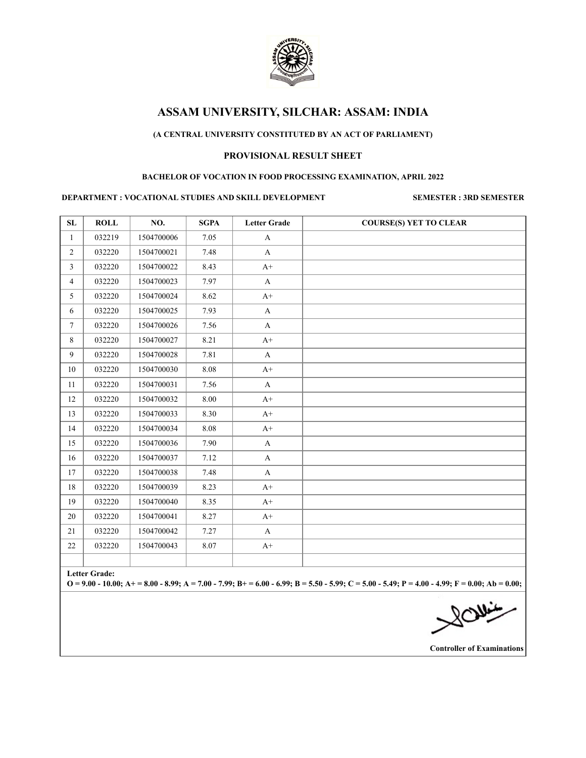# ASSAM UNIVERSITY, SILCHAR: ASSAM: INDIA

**(A CENTRAL UNIVERSITY CONSTITUTED BY AN ACT OF PARLIAMENT)**

**PROVISIONAL RESULT SHEET**

**BACHELOR OF VOCATION IN FOOD PROCESSING EXAMINATION, APRIL 2022**

**DEPARTMENT : VOCATIONAL STUDIES AND SKILL DEVELOPMENT** **SEMESTER : 3RD SEMESTER**

| SL | ROLL | NO. | SGPA | Letter Grade | COURSE(S) YET TO CLEAR |
|---|---|---|---|---|---|
| 1 | 032219 | 1504700006 | 7.05 | A | |
| 2 | 032220 | 1504700021 | 7.48 | A | |
| 3 | 032220 | 1504700022 | 8.43 | A+ | |
| 4 | 032220 | 1504700023 | 7.97 | A | |
| 5 | 032220 | 1504700024 | 8.62 | A+ | |
| 6 | 032220 | 1504700025 | 7.93 | A | |
| 7 | 032220 | 1504700026 | 7.56 | A | |
| 8 | 032220 | 1504700027 | 8.21 | A+ | |
| 9 | 032220 | 1504700028 | 7.81 | A | |
| 10 | 032220 | 1504700030 | 8.08 | A+ | |
| 11 | 032220 | 1504700031 | 7.56 | A | |
| 12 | 032220 | 1504700032 | 8.00 | A+ | |
| 13 | 032220 | 1504700033 | 8.30 | A+ | |
| 14 | 032220 | 1504700034 | 8.08 | A+ | |
| 15 | 032220 | 1504700036 | 7.90 | A | |
| 16 | 032220 | 1504700037 | 7.12 | A | |
| 17 | 032220 | 1504700038 | 7.48 | A | |
| 18 | 032220 | 1504700039 | 8.23 | A+ | |
| 19 | 032220 | 1504700040 | 8.35 | A+ | |
| 20 | 032220 | 1504700041 | 8.27 | A+ | |
| 21 | 032220 | 1504700042 | 7.27 | A | |
| 22 | 032220 | 1504700043 | 8.07 | A+ | |

**Letter Grade:**
**O = 9.00 - 10.00; A+ = 8.00 - 8.99; A = 7.00 - 7.99; B+ = 6.00 - 6.99; B = 5.50 - 5.99; C = 5.00 - 5.49; P = 4.00 - 4.99; F = 0.00; Ab = 0.00;**

**Controller of Examinations**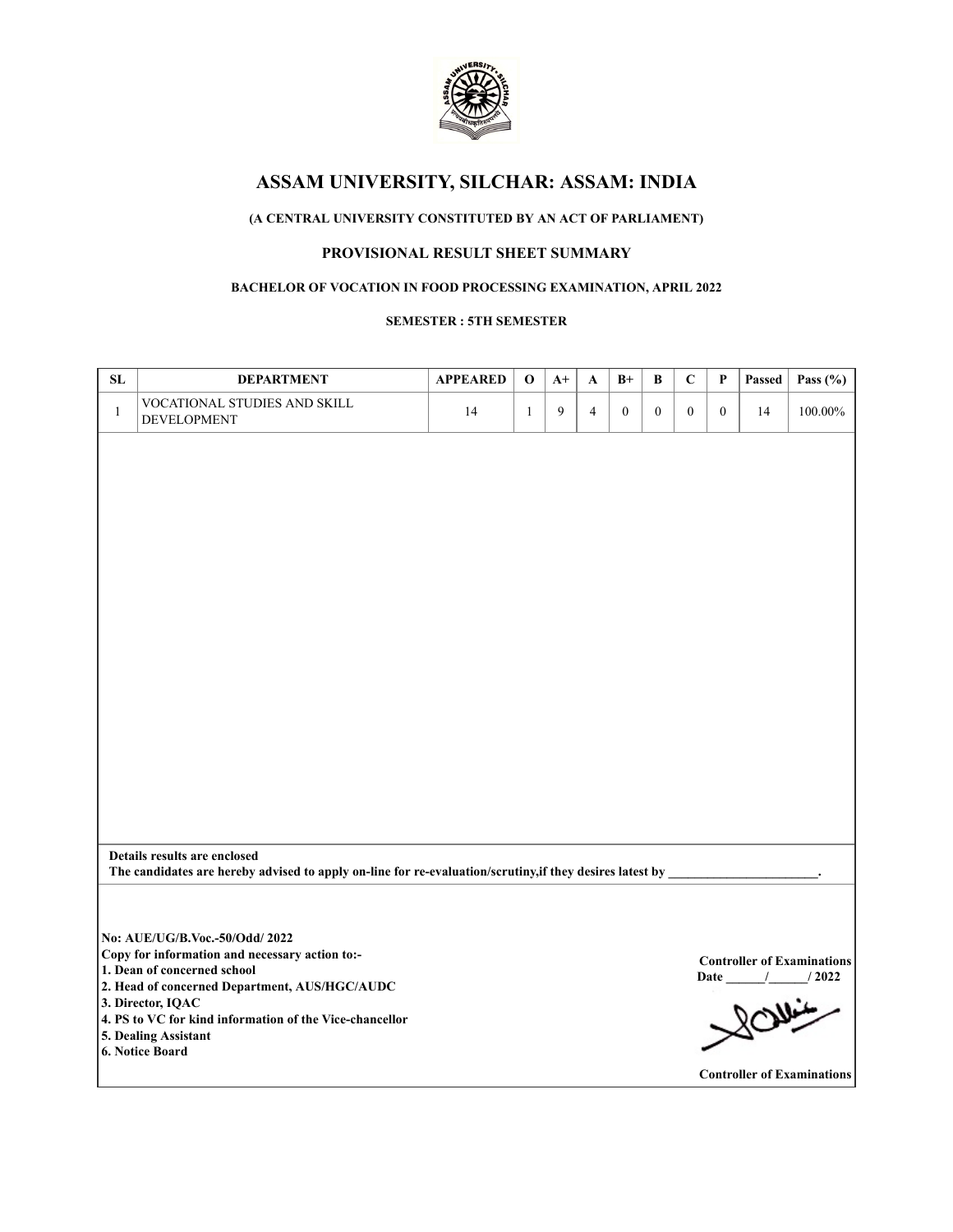# ASSAM UNIVERSITY, SILCHAR: ASSAM: INDIA

**(A CENTRAL UNIVERSITY CONSTITUTED BY AN ACT OF PARLIAMENT)**

## PROVISIONAL RESULT SHEET SUMMARY

**BACHELOR OF VOCATION IN FOOD PROCESSING EXAMINATION, APRIL 2022**

**SEMESTER : 5TH SEMESTER**

| SL | DEPARTMENT | APPEARED | O | A+ | A | B+ | B | C | P | Passed | Pass (%) |
|---|---|---|---|---|---|---|---|---|---|---|---|
| 1 | VOCATIONAL STUDIES AND SKILL DEVELOPMENT | 14 | 1 | 9 | 4 | 0 | 0 | 0 | 0 | 14 | 100.00% |

**Details results are enclosed**
**The candidates are hereby advised to apply on-line for re-evaluation/scrutiny,if they desires latest by _______________________.**

**No: AUE/UG/B.Voc.-50/Odd/ 2022**
**Copy for information and necessary action to:-**
**1. Dean of concerned school**
**2. Head of concerned Department, AUS/HGC/AUDC**
**3. Director, IQAC**
**4. PS to VC for kind information of the Vice-chancellor**
**5. Dealing Assistant**
**6. Notice Board**

**Controller of Examinations**
**Date ______/______/ 2022**

**Controller of Examinations**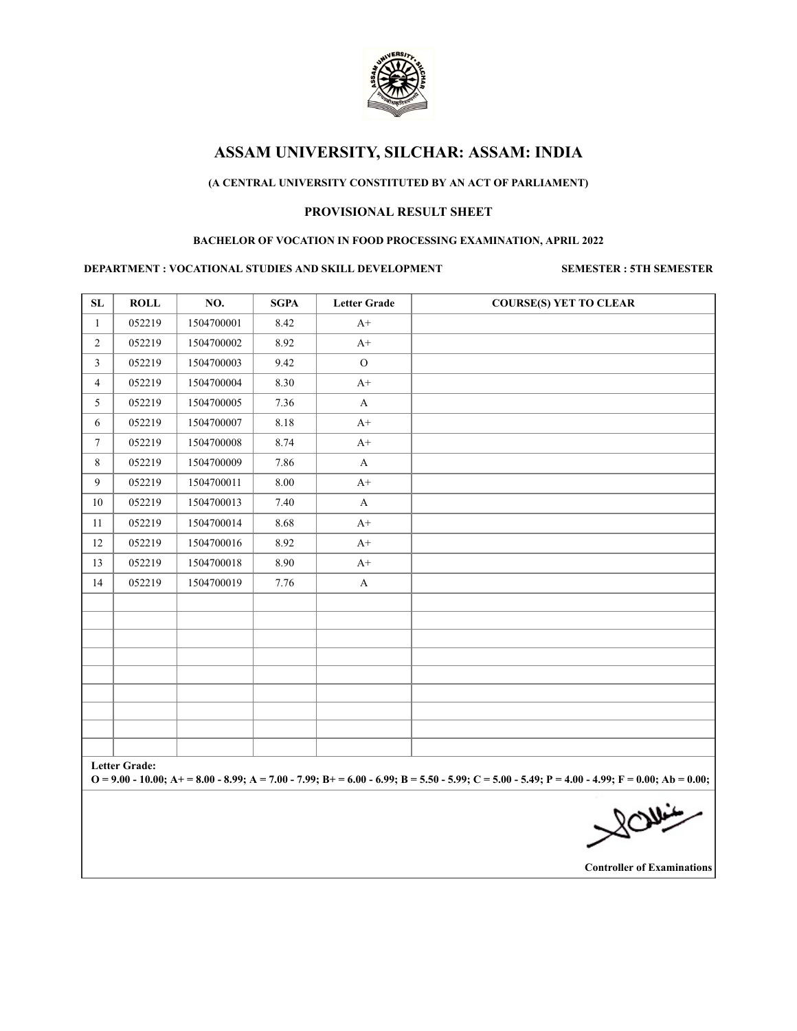# ASSAM UNIVERSITY, SILCHAR: ASSAM: INDIA

**(A CENTRAL UNIVERSITY CONSTITUTED BY AN ACT OF PARLIAMENT)**

**PROVISIONAL RESULT SHEET**

**BACHELOR OF VOCATION IN FOOD PROCESSING EXAMINATION, APRIL 2022**

**DEPARTMENT : VOCATIONAL STUDIES AND SKILL DEVELOPMENT** **SEMESTER : 5TH SEMESTER**

| SL | ROLL | NO. | SGPA | Letter Grade | COURSE(S) YET TO CLEAR |
|---|---|---|---|---|---|
| 1 | 052219 | 1504700001 | 8.42 | A+ | |
| 2 | 052219 | 1504700002 | 8.92 | A+ | |
| 3 | 052219 | 1504700003 | 9.42 | O | |
| 4 | 052219 | 1504700004 | 8.30 | A+ | |
| 5 | 052219 | 1504700005 | 7.36 | A | |
| 6 | 052219 | 1504700007 | 8.18 | A+ | |
| 7 | 052219 | 1504700008 | 8.74 | A+ | |
| 8 | 052219 | 1504700009 | 7.86 | A | |
| 9 | 052219 | 1504700011 | 8.00 | A+ | |
| 10 | 052219 | 1504700013 | 7.40 | A | |
| 11 | 052219 | 1504700014 | 8.68 | A+ | |
| 12 | 052219 | 1504700016 | 8.92 | A+ | |
| 13 | 052219 | 1504700018 | 8.90 | A+ | |
| 14 | 052219 | 1504700019 | 7.76 | A | |

**Letter Grade:**
**O = 9.00 - 10.00; A+ = 8.00 - 8.99; A = 7.00 - 7.99; B+ = 6.00 - 6.99; B = 5.50 - 5.99; C = 5.00 - 5.49; P = 4.00 - 4.99; F = 0.00; Ab = 0.00;**

**Controller of Examinations**